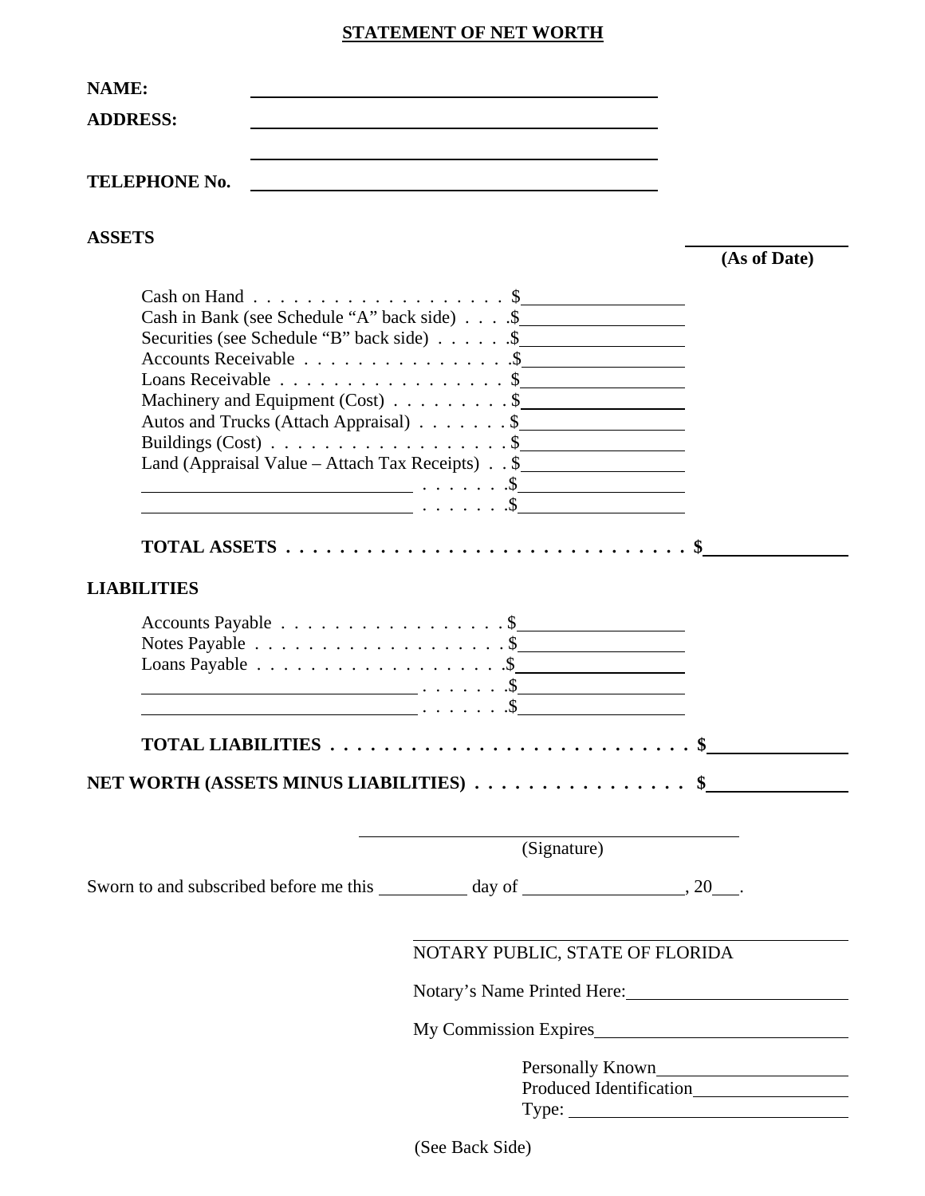# STATEMENT OF NET WORTH

**NAME:** ______________________________

**ADDRESS:** ______________________________

______________________________

**TELEPHONE No.** ______________________________

**ASSETS**

______________
**(As of Date)**

Cash on Hand . . . . . . . . . . . . . . . . . . . . $__________
Cash in Bank (see Schedule "A" back side) . . . .$__________
Securities (see Schedule "B" back side) . . . . . .$__________
Accounts Receivable . . . . . . . . . . . . . . . .$__________
Loans Receivable . . . . . . . . . . . . . . . . . $__________
Machinery and Equipment (Cost) . . . . . . . . . $__________
Autos and Trucks (Attach Appraisal) . . . . . . . $__________
Buildings (Cost) . . . . . . . . . . . . . . . . . . $__________
Land (Appraisal Value – Attach Tax Receipts) . . $__________
______________________ . . . . . . .$__________
______________________ . . . . . . .$__________

**TOTAL ASSETS . . . . . . . . . . . . . . . . . . . . . . . . . . . . . . $__________**

**LIABILITIES**

Accounts Payable . . . . . . . . . . . . . . . . . $__________
Notes Payable . . . . . . . . . . . . . . . . . . . $__________
Loans Payable . . . . . . . . . . . . . . . . . . .$__________
______________________ . . . . . . .$__________
______________________ . . . . . . .$__________

**TOTAL LIABILITIES . . . . . . . . . . . . . . . . . . . . . . . . . . $__________**

**NET WORTH (ASSETS MINUS LIABILITIES) . . . . . . . . . . . . . . . . $__________**

______________________________
(Signature)

Sworn to and subscribed before me this ________ day of ______________, 20___.

______________________________
NOTARY PUBLIC, STATE OF FLORIDA

Notary's Name Printed Here: ______________________

My Commission Expires ______________________

Personally Known ______________________
Produced Identification ______________________
Type: ______________________

(See Back Side)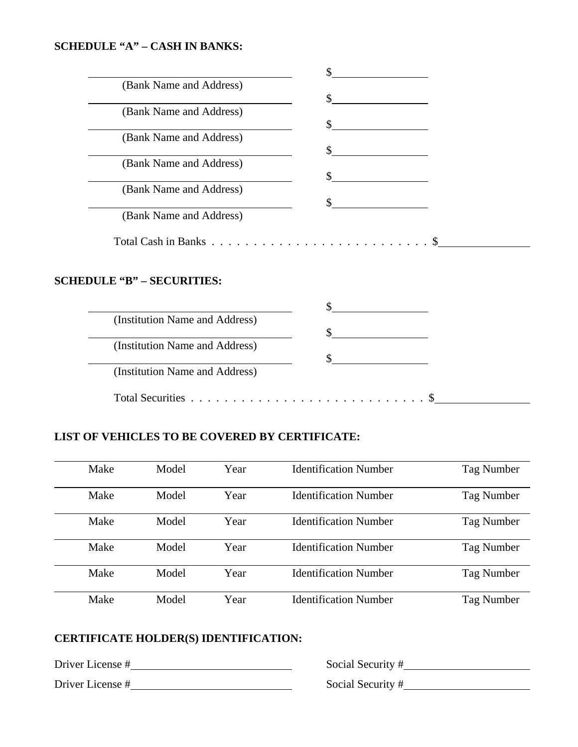**SCHEDULE "A" – CASH IN BANKS:**

| | |
|---|---|
| ______________________ (Bank Name and Address) | $__________ |
| ______________________ (Bank Name and Address) | $__________ |
| ______________________ (Bank Name and Address) | $__________ |
| ______________________ (Bank Name and Address) | $__________ |
| ______________________ (Bank Name and Address) | $__________ |
| ______________________ (Bank Name and Address) | $__________ |

Total Cash in Banks . . . . . . . . . . . . . . . . . . . . . . . . . $__________

**SCHEDULE "B" – SECURITIES:**

| | |
|---|---|
| ______________________ (Institution Name and Address) | $__________ |
| ______________________ (Institution Name and Address) | $__________ |
| ______________________ (Institution Name and Address) | $__________ |

Total Securities . . . . . . . . . . . . . . . . . . . . . . . . . . . $__________

**LIST OF VEHICLES TO BE COVERED BY CERTIFICATE:**

| Make | Model | Year | Identification Number | Tag Number |
|---|---|---|---|---|
| Make | Model | Year | Identification Number | Tag Number |
| Make | Model | Year | Identification Number | Tag Number |
| Make | Model | Year | Identification Number | Tag Number |
| Make | Model | Year | Identification Number | Tag Number |
| Make | Model | Year | Identification Number | Tag Number |

**CERTIFICATE HOLDER(S) IDENTIFICATION:**

Driver License #______________________ Social Security #______________________

Driver License #______________________ Social Security #______________________